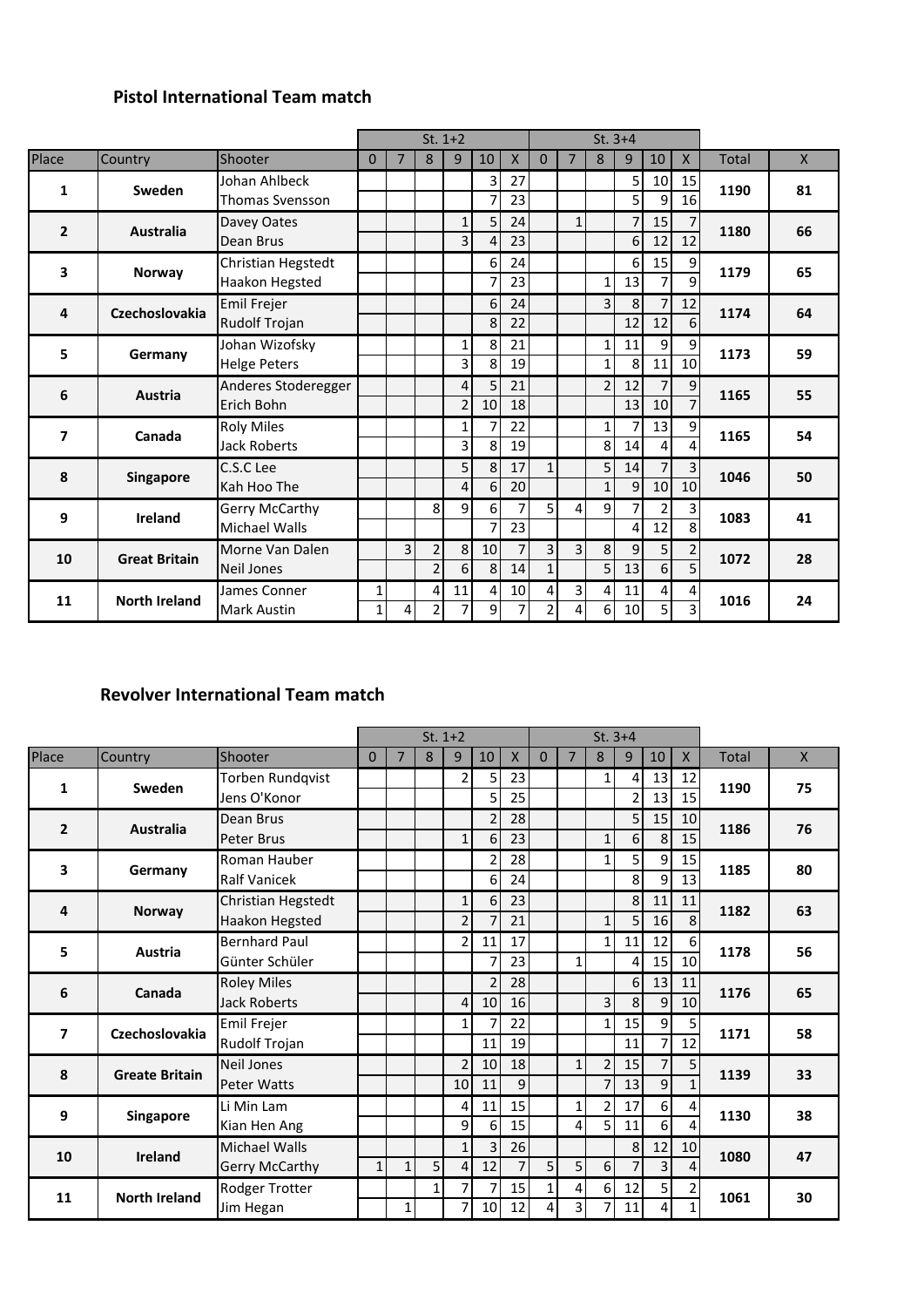## Pistol International Team match

| | | | St. 1+2 | | | | | | St. 3+4 | | | | | | | |
|---|---|---|---|---|---|---|---|---|---|---|---|---|---|---|---|---|
| Place | Country | Shooter | 0 | 7 | 8 | 9 | 10 | X | 0 | 7 | 8 | 9 | 10 | X | Total | X |
| **1** | **Sweden** | Johan Ahlbeck | | | | | 3 | 27 | | | | 5 | 10 | 15 | **1190** | **81** |
| | | Thomas Svensson | | | | | 7 | 23 | | | | 5 | 9 | 16 | | |
| **2** | **Australia** | Davey Oates | | | | 1 | 5 | 24 | | 1 | | 7 | 15 | 7 | **1180** | **66** |
| | | Dean Brus | | | | 3 | 4 | 23 | | | | 6 | 12 | 12 | | |
| **3** | **Norway** | Christian Hegstedt | | | | | 6 | 24 | | | | 6 | 15 | 9 | **1179** | **65** |
| | | Haakon Hegsted | | | | | 7 | 23 | | | 1 | 13 | 7 | 9 | | |
| **4** | **Czechoslovakia** | Emil Frejer | | | | | 6 | 24 | | | 3 | 8 | 7 | 12 | **1174** | **64** |
| | | Rudolf Trojan | | | | | 8 | 22 | | | | 12 | 12 | 6 | | |
| **5** | **Germany** | Johan Wizofsky | | | | 1 | 8 | 21 | | | 1 | 11 | 9 | 9 | **1173** | **59** |
| | | Helge Peters | | | | 3 | 8 | 19 | | | 1 | 8 | 11 | 10 | | |
| **6** | **Austria** | Anderes Stoderegger | | | | 4 | 5 | 21 | | | 2 | 12 | 7 | 9 | **1165** | **55** |
| | | Erich Bohn | | | | 2 | 10 | 18 | | | | 13 | 10 | 7 | | |
| **7** | **Canada** | Roly Miles | | | | 1 | 7 | 22 | | | 1 | 7 | 13 | 9 | **1165** | **54** |
| | | Jack Roberts | | | | 3 | 8 | 19 | | | 8 | 14 | 4 | 4 | | |
| **8** | **Singapore** | C.S.C Lee | | | | 5 | 8 | 17 | 1 | | 5 | 14 | 7 | 3 | **1046** | **50** |
| | | Kah Hoo The | | | | 4 | 6 | 20 | | | 1 | 9 | 10 | 10 | | |
| **9** | **Ireland** | Gerry McCarthy | | | 8 | 9 | 6 | 7 | 5 | 4 | 9 | 7 | 2 | 3 | **1083** | **41** |
| | | Michael Walls | | | | | 7 | 23 | | | | 4 | 12 | 8 | | |
| **10** | **Great Britain** | Morne Van Dalen | | 3 | 2 | 8 | 10 | 7 | 3 | 3 | 8 | 9 | 5 | 2 | **1072** | **28** |
| | | Neil Jones | | | 2 | 6 | 8 | 14 | 1 | | 5 | 13 | 6 | 5 | | |
| **11** | **North Ireland** | James Conner | 1 | | 4 | 11 | 4 | 10 | 4 | 3 | 4 | 11 | 4 | 4 | **1016** | **24** |
| | | Mark Austin | 1 | 4 | 2 | 7 | 9 | 7 | 2 | 4 | 6 | 10 | 5 | 3 | | |

## Revolver International Team match

| | | | St. 1+2 | | | | | | St. 3+4 | | | | | | | |
|---|---|---|---|---|---|---|---|---|---|---|---|---|---|---|---|---|
| Place | Country | Shooter | 0 | 7 | 8 | 9 | 10 | X | 0 | 7 | 8 | 9 | 10 | X | Total | X |
| **1** | **Sweden** | Torben Rundqvist | | | | 2 | 5 | 23 | | | 1 | 4 | 13 | 12 | **1190** | **75** |
| | | Jens O'Konor | | | | | 5 | 25 | | | | 2 | 13 | 15 | | |
| **2** | **Australia** | Dean Brus | | | | | 2 | 28 | | | | 5 | 15 | 10 | **1186** | **76** |
| | | Peter Brus | | | | 1 | 6 | 23 | | | 1 | 6 | 8 | 15 | | |
| **3** | **Germany** | Roman Hauber | | | | | 2 | 28 | | | 1 | 5 | 9 | 15 | **1185** | **80** |
| | | Ralf Vanicek | | | | | 6 | 24 | | | | 8 | 9 | 13 | | |
| **4** | **Norway** | Christian Hegstedt | | | | 1 | 6 | 23 | | | | 8 | 11 | 11 | **1182** | **63** |
| | | Haakon Hegsted | | | | 2 | 7 | 21 | | | 1 | 5 | 16 | 8 | | |
| **5** | **Austria** | Bernhard Paul | | | | 2 | 11 | 17 | | | 1 | 11 | 12 | 6 | **1178** | **56** |
| | | Günter Schüler | | | | | 7 | 23 | | 1 | | 4 | 15 | 10 | | |
| **6** | **Canada** | Roley Miles | | | | | 2 | 28 | | | | 6 | 13 | 11 | **1176** | **65** |
| | | Jack Roberts | | | | 4 | 10 | 16 | | | 3 | 8 | 9 | 10 | | |
| **7** | **Czechoslovakia** | Emil Frejer | | | | 1 | 7 | 22 | | | 1 | 15 | 9 | 5 | **1171** | **58** |
| | | Rudolf Trojan | | | | | 11 | 19 | | | | 11 | 7 | 12 | | |
| **8** | **Greate Britain** | Neil Jones | | | | 2 | 10 | 18 | | 1 | 2 | 15 | 7 | 5 | **1139** | **33** |
| | | Peter Watts | | | | 10 | 11 | 9 | | | 7 | 13 | 9 | 1 | | |
| **9** | **Singapore** | Li Min Lam | | | | 4 | 11 | 15 | | 1 | 2 | 17 | 6 | 4 | **1130** | **38** |
| | | Kian Hen Ang | | | | 9 | 6 | 15 | | 4 | 5 | 11 | 6 | 4 | | |
| **10** | **Ireland** | Michael Walls | | | | 1 | 3 | 26 | | | | 8 | 12 | 10 | **1080** | **47** |
| | | Gerry McCarthy | 1 | 1 | 5 | 4 | 12 | 7 | 5 | 5 | 6 | 7 | 3 | 4 | | |
| **11** | **North Ireland** | Rodger Trotter | | | 1 | 7 | 7 | 15 | 1 | 4 | 6 | 12 | 5 | 2 | **1061** | **30** |
| | | Jim Hegan | | 1 | | 7 | 10 | 12 | 4 | 3 | 7 | 11 | 4 | 1 | | |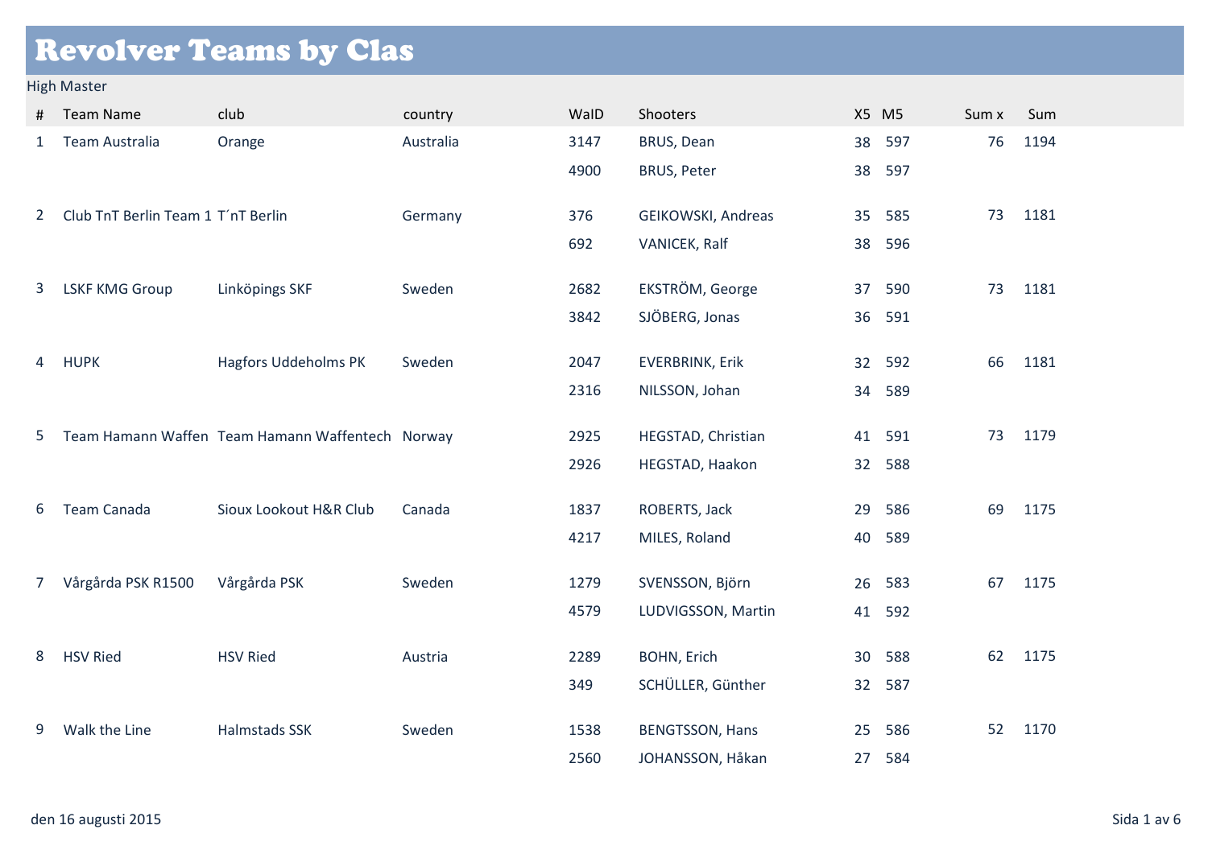# Revolver Teams by Clas

High Master

| # | Team Name | club | country | WaID | Shooters | X5 | M5 | Sum x | Sum |
|---|---|---|---|---|---|---|---|---|---|
| 1 | Team Australia | Orange | Australia | 3147 | BRUS, Dean | 38 | 597 | 76 | 1194 |
| | | | | 4900 | BRUS, Peter | 38 | 597 | | |
| 2 | Club TnT Berlin Team 1 | T´nT Berlin | Germany | 376 | GEIKOWSKI, Andreas | 35 | 585 | 73 | 1181 |
| | | | | 692 | VANICEK, Ralf | 38 | 596 | | |
| 3 | LSKF KMG Group | Linköpings SKF | Sweden | 2682 | EKSTRÖM, George | 37 | 590 | 73 | 1181 |
| | | | | 3842 | SJÖBERG, Jonas | 36 | 591 | | |
| 4 | HUPK | Hagfors Uddeholms PK | Sweden | 2047 | EVERBRINK, Erik | 32 | 592 | 66 | 1181 |
| | | | | 2316 | NILSSON, Johan | 34 | 589 | | |
| 5 | Team Hamann Waffen | Team Hamann Waffentech | Norway | 2925 | HEGSTAD, Christian | 41 | 591 | 73 | 1179 |
| | | | | 2926 | HEGSTAD, Haakon | 32 | 588 | | |
| 6 | Team Canada | Sioux Lookout H&R Club | Canada | 1837 | ROBERTS, Jack | 29 | 586 | 69 | 1175 |
| | | | | 4217 | MILES, Roland | 40 | 589 | | |
| 7 | Vårgårda PSK R1500 | Vårgårda PSK | Sweden | 1279 | SVENSSON, Björn | 26 | 583 | 67 | 1175 |
| | | | | 4579 | LUDVIGSSON, Martin | 41 | 592 | | |
| 8 | HSV Ried | HSV Ried | Austria | 2289 | BOHN, Erich | 30 | 588 | 62 | 1175 |
| | | | | 349 | SCHÜLLER, Günther | 32 | 587 | | |
| 9 | Walk the Line | Halmstads SSK | Sweden | 1538 | BENGTSSON, Hans | 25 | 586 | 52 | 1170 |
| | | | | 2560 | JOHANSSON, Håkan | 27 | 584 | | |

den 16 augusti 2015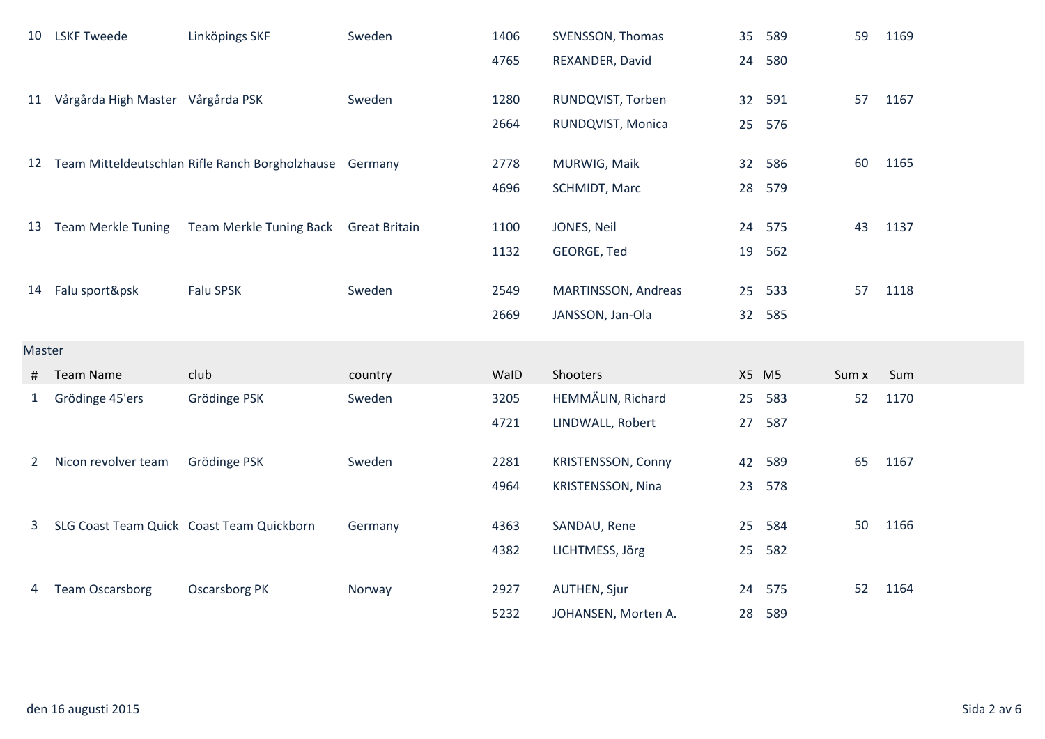| # | Team Name | club | country | WaID | Shooters | X5 | M5 | Sum x | Sum |
|---|---|---|---|---|---|---|---|---|---|
| 10 | LSKF Tweede | Linköpings SKF | Sweden | 1406 | SVENSSON, Thomas | 35 | 589 | 59 | 1169 |
| | | | | 4765 | REXANDER, David | 24 | 580 | | |
| 11 | Vårgårda High Master | Vårgårda PSK | Sweden | 1280 | RUNDQVIST, Torben | 32 | 591 | 57 | 1167 |
| | | | | 2664 | RUNDQVIST, Monica | 25 | 576 | | |
| 12 | Team Mitteldeutschlan | Rifle Ranch Borgholzhause | Germany | 2778 | MURWIG, Maik | 32 | 586 | 60 | 1165 |
| | | | | 4696 | SCHMIDT, Marc | 28 | 579 | | |
| 13 | Team Merkle Tuning | Team Merkle Tuning Back | Great Britain | 1100 | JONES, Neil | 24 | 575 | 43 | 1137 |
| | | | | 1132 | GEORGE, Ted | 19 | 562 | | |
| 14 | Falu sport&psk | Falu SPSK | Sweden | 2549 | MARTINSSON, Andreas | 25 | 533 | 57 | 1118 |
| | | | | 2669 | JANSSON, Jan-Ola | 32 | 585 | | |

## Master

| # | Team Name | club | country | WaID | Shooters | X5 | M5 | Sum x | Sum |
|---|---|---|---|---|---|---|---|---|---|
| 1 | Grödinge 45'ers | Grödinge PSK | Sweden | 3205 | HEMMÄLIN, Richard | 25 | 583 | 52 | 1170 |
| | | | | 4721 | LINDWALL, Robert | 27 | 587 | | |
| 2 | Nicon revolver team | Grödinge PSK | Sweden | 2281 | KRISTENSSON, Conny | 42 | 589 | 65 | 1167 |
| | | | | 4964 | KRISTENSSON, Nina | 23 | 578 | | |
| 3 | SLG Coast Team Quick | Coast Team Quickborn | Germany | 4363 | SANDAU, Rene | 25 | 584 | 50 | 1166 |
| | | | | 4382 | LICHTMESS, Jörg | 25 | 582 | | |
| 4 | Team Oscarsborg | Oscarsborg PK | Norway | 2927 | AUTHEN, Sjur | 24 | 575 | 52 | 1164 |
| | | | | 5232 | JOHANSEN, Morten A. | 28 | 589 | | |

den 16 augusti 2015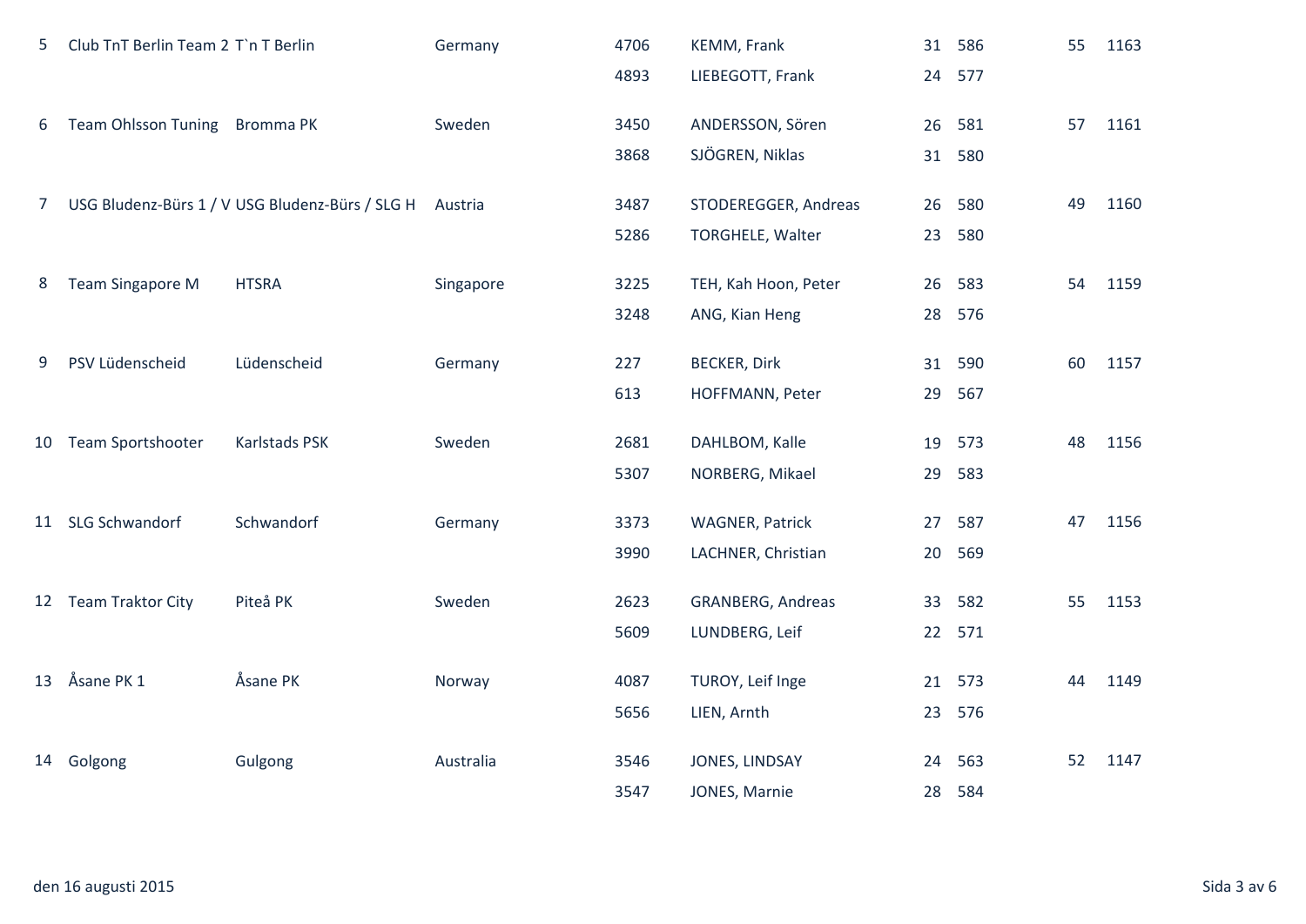| | | | | | | | | |
|---|---|---|---|---|---|---|---|---|
| 5 | Club TnT Berlin Team 2 | T`n T Berlin | Germany | 4706 | KEMM, Frank | 31 | 586 | 55 | 1163 |
| | | | | 4893 | LIEBEGOTT, Frank | 24 | 577 | | |
| 6 | Team Ohlsson Tuning | Bromma PK | Sweden | 3450 | ANDERSSON, Sören | 26 | 581 | 57 | 1161 |
| | | | | 3868 | SJÖGREN, Niklas | 31 | 580 | | |
| 7 | USG Bludenz-Bürs 1 / V | USG Bludenz-Bürs / SLG H | Austria | 3487 | STODEREGGER, Andreas | 26 | 580 | 49 | 1160 |
| | | | | 5286 | TORGHELE, Walter | 23 | 580 | | |
| 8 | Team Singapore M | HTSRA | Singapore | 3225 | TEH, Kah Hoon, Peter | 26 | 583 | 54 | 1159 |
| | | | | 3248 | ANG, Kian Heng | 28 | 576 | | |
| 9 | PSV Lüdenscheid | Lüdenscheid | Germany | 227 | BECKER, Dirk | 31 | 590 | 60 | 1157 |
| | | | | 613 | HOFFMANN, Peter | 29 | 567 | | |
| 10 | Team Sportshooter | Karlstads PSK | Sweden | 2681 | DAHLBOM, Kalle | 19 | 573 | 48 | 1156 |
| | | | | 5307 | NORBERG, Mikael | 29 | 583 | | |
| 11 | SLG Schwandorf | Schwandorf | Germany | 3373 | WAGNER, Patrick | 27 | 587 | 47 | 1156 |
| | | | | 3990 | LACHNER, Christian | 20 | 569 | | |
| 12 | Team Traktor City | Piteå PK | Sweden | 2623 | GRANBERG, Andreas | 33 | 582 | 55 | 1153 |
| | | | | 5609 | LUNDBERG, Leif | 22 | 571 | | |
| 13 | Åsane PK 1 | Åsane PK | Norway | 4087 | TUROY, Leif Inge | 21 | 573 | 44 | 1149 |
| | | | | 5656 | LIEN, Arnth | 23 | 576 | | |
| 14 | Golgong | Gulgong | Australia | 3546 | JONES, LINDSAY | 24 | 563 | 52 | 1147 |
| | | | | 3547 | JONES, Marnie | 28 | 584 | | |

den 16 augusti 2015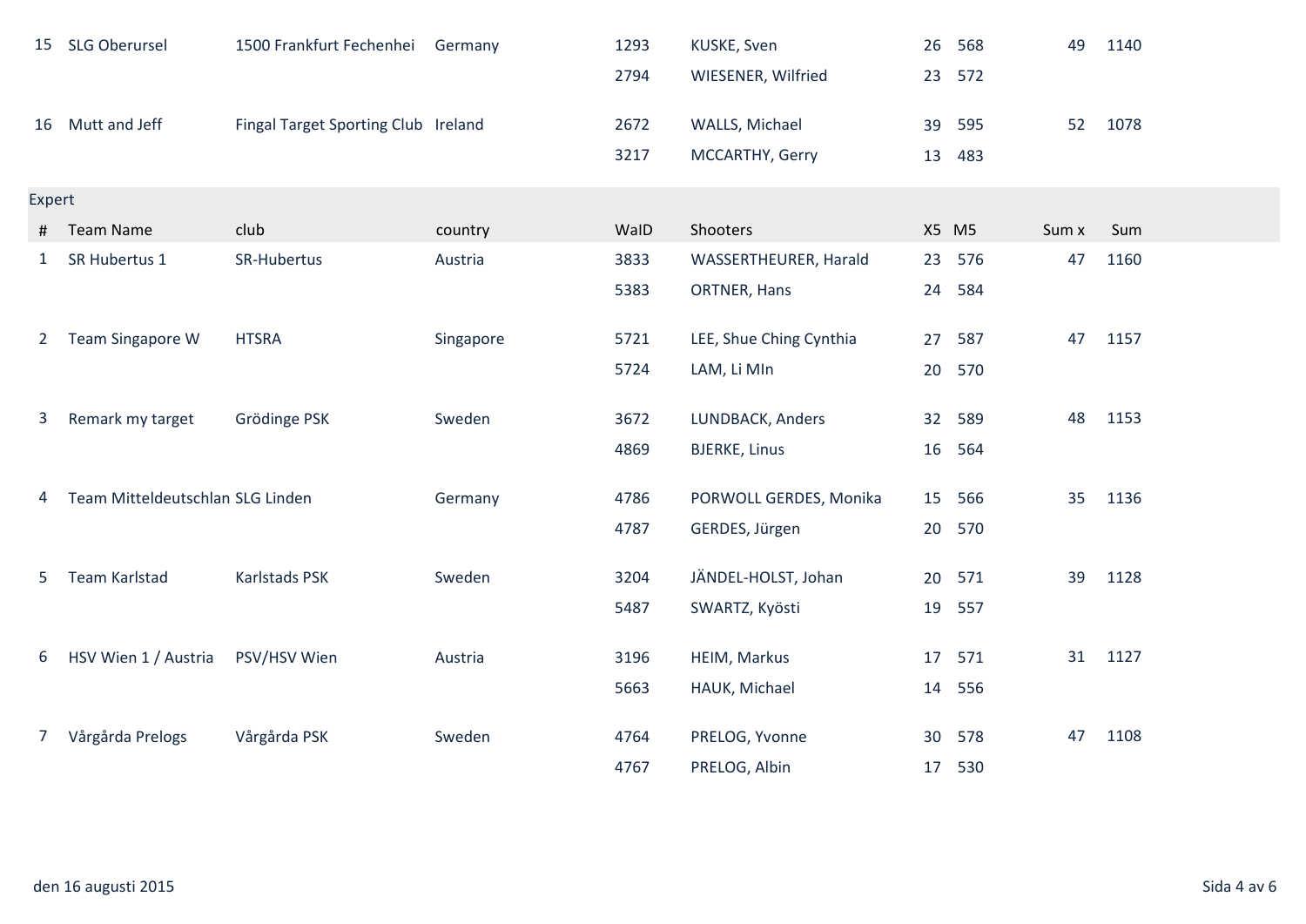| # | Team Name | club | country | WaID | Shooters | X5 | M5 | Sum x | Sum |
|---|---|---|---|---|---|---|---|---|---|
| 15 | SLG Oberursel | 1500 Frankfurt Fechenhei | Germany | 1293 | KUSKE, Sven | 26 | 568 | 49 | 1140 |
| | | | | 2794 | WIESENER, Wilfried | 23 | 572 | | |
| 16 | Mutt and Jeff | Fingal Target Sporting Club | Ireland | 2672 | WALLS, Michael | 39 | 595 | 52 | 1078 |
| | | | | 3217 | MCCARTHY, Gerry | 13 | 483 | | |

## Expert

| # | Team Name | club | country | WaID | Shooters | X5 | M5 | Sum x | Sum |
|---|---|---|---|---|---|---|---|---|---|
| 1 | SR Hubertus 1 | SR-Hubertus | Austria | 3833 | WASSERTHEURER, Harald | 23 | 576 | 47 | 1160 |
| | | | | 5383 | ORTNER, Hans | 24 | 584 | | |
| 2 | Team Singapore W | HTSRA | Singapore | 5721 | LEE, Shue Ching Cynthia | 27 | 587 | 47 | 1157 |
| | | | | 5724 | LAM, Li MIn | 20 | 570 | | |
| 3 | Remark my target | Grödinge PSK | Sweden | 3672 | LUNDBACK, Anders | 32 | 589 | 48 | 1153 |
| | | | | 4869 | BJERKE, Linus | 16 | 564 | | |
| 4 | Team Mitteldeutschlan | SLG Linden | Germany | 4786 | PORWOLL GERDES, Monika | 15 | 566 | 35 | 1136 |
| | | | | 4787 | GERDES, Jürgen | 20 | 570 | | |
| 5 | Team Karlstad | Karlstads PSK | Sweden | 3204 | JÄNDEL-HOLST, Johan | 20 | 571 | 39 | 1128 |
| | | | | 5487 | SWARTZ, Kyösti | 19 | 557 | | |
| 6 | HSV Wien 1 / Austria | PSV/HSV Wien | Austria | 3196 | HEIM, Markus | 17 | 571 | 31 | 1127 |
| | | | | 5663 | HAUK, Michael | 14 | 556 | | |
| 7 | Vårgårda Prelogs | Vårgårda PSK | Sweden | 4764 | PRELOG, Yvonne | 30 | 578 | 47 | 1108 |
| | | | | 4767 | PRELOG, Albin | 17 | 530 | | |

den 16 augusti 2015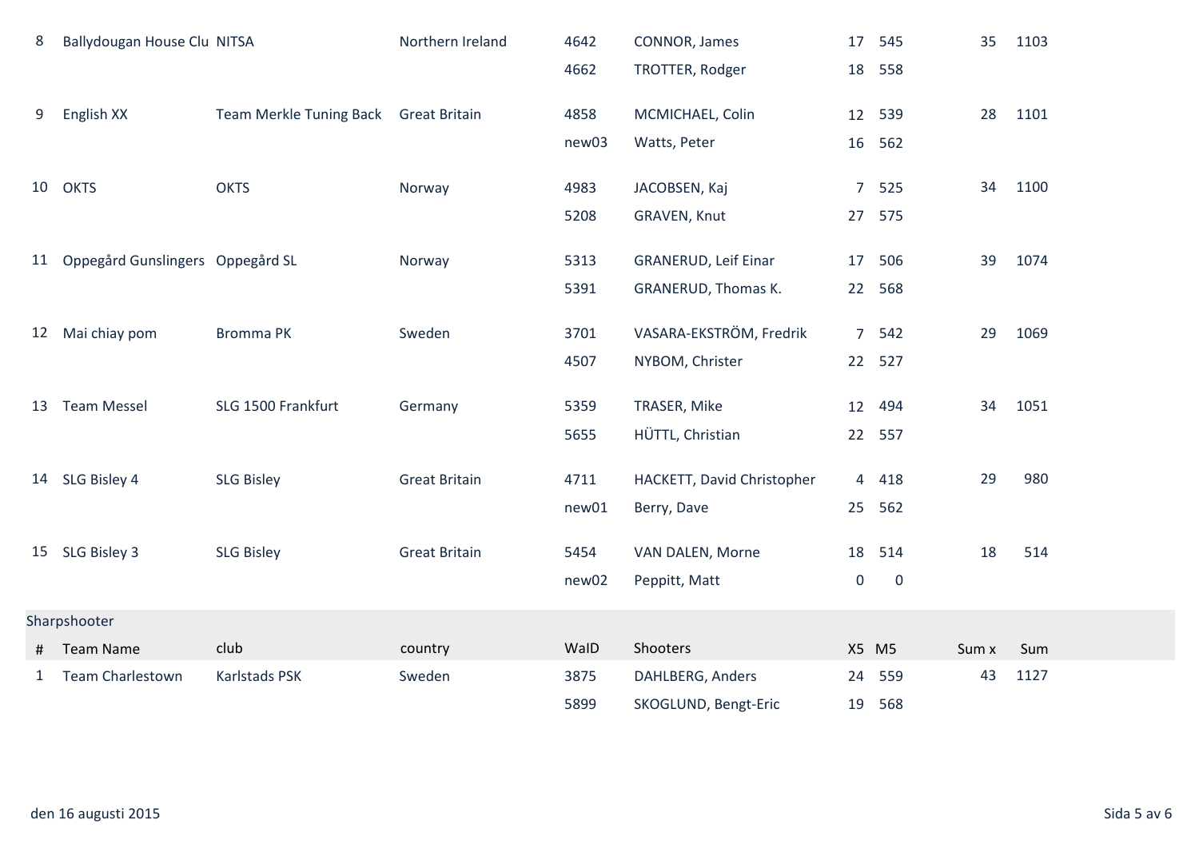| # | Team Name | club | country | WaID | Shooters | X5 | M5 | Sum x | Sum |
|---|---|---|---|---|---|---|---|---|---|
| 8 | Ballydougan House Clu | NITSA | Northern Ireland | 4642 | CONNOR, James | 17 | 545 | 35 | 1103 |
| | | | | 4662 | TROTTER, Rodger | 18 | 558 | | |
| 9 | English XX | Team Merkle Tuning Back | Great Britain | 4858 | MCMICHAEL, Colin | 12 | 539 | 28 | 1101 |
| | | | | new03 | Watts, Peter | 16 | 562 | | |
| 10 | OKTS | OKTS | Norway | 4983 | JACOBSEN, Kaj | 7 | 525 | 34 | 1100 |
| | | | | 5208 | GRAVEN, Knut | 27 | 575 | | |
| 11 | Oppegård Gunslingers | Oppegård SL | Norway | 5313 | GRANERUD, Leif Einar | 17 | 506 | 39 | 1074 |
| | | | | 5391 | GRANERUD, Thomas K. | 22 | 568 | | |
| 12 | Mai chiay pom | Bromma PK | Sweden | 3701 | VASARA-EKSTRÖM, Fredrik | 7 | 542 | 29 | 1069 |
| | | | | 4507 | NYBOM, Christer | 22 | 527 | | |
| 13 | Team Messel | SLG 1500 Frankfurt | Germany | 5359 | TRASER, Mike | 12 | 494 | 34 | 1051 |
| | | | | 5655 | HÜTTL, Christian | 22 | 557 | | |
| 14 | SLG Bisley 4 | SLG Bisley | Great Britain | 4711 | HACKETT, David Christopher | 4 | 418 | 29 | 980 |
| | | | | new01 | Berry, Dave | 25 | 562 | | |
| 15 | SLG Bisley 3 | SLG Bisley | Great Britain | 5454 | VAN DALEN, Morne | 18 | 514 | 18 | 514 |
| | | | | new02 | Peppitt, Matt | 0 | 0 | | |

Sharpshooter

| # | Team Name | club | country | WaID | Shooters | X5 | M5 | Sum x | Sum |
|---|---|---|---|---|---|---|---|---|---|
| 1 | Team Charlestown | Karlstads PSK | Sweden | 3875 | DAHLBERG, Anders | 24 | 559 | 43 | 1127 |
| | | | | 5899 | SKOGLUND, Bengt-Eric | 19 | 568 | | |

den 16 augusti 2015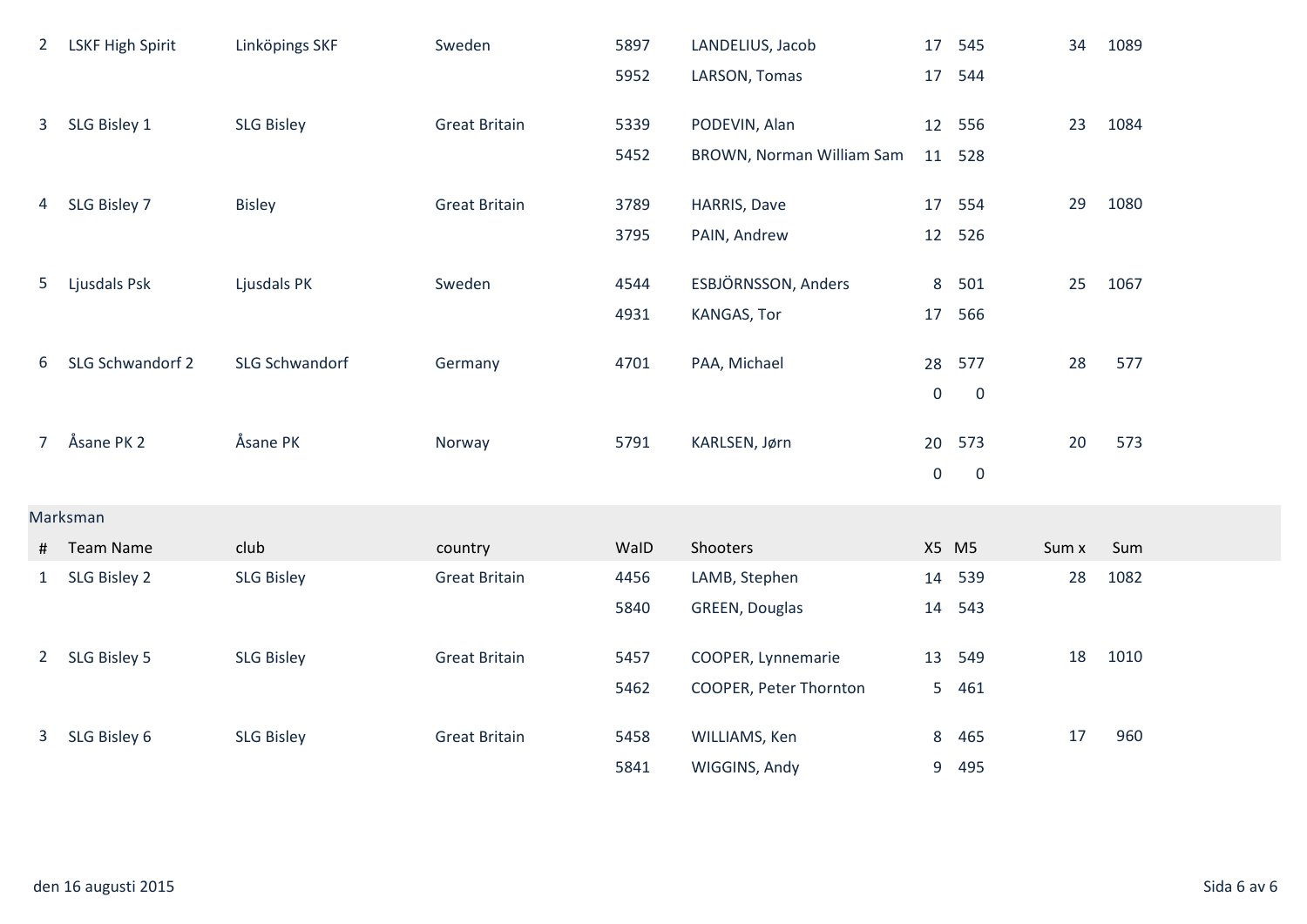| # | Team Name | club | country | WaID | Shooters | X5 | M5 | Sum x | Sum |
|---|---|---|---|---|---|---|---|---|---|
| 2 | LSKF High Spirit | Linköpings SKF | Sweden | 5897 | LANDELIUS, Jacob | 17 | 545 | 34 | 1089 |
| | | | | 5952 | LARSON, Tomas | 17 | 544 | | |
| 3 | SLG Bisley 1 | SLG Bisley | Great Britain | 5339 | PODEVIN, Alan | 12 | 556 | 23 | 1084 |
| | | | | 5452 | BROWN, Norman William Sam | 11 | 528 | | |
| 4 | SLG Bisley 7 | Bisley | Great Britain | 3789 | HARRIS, Dave | 17 | 554 | 29 | 1080 |
| | | | | 3795 | PAIN, Andrew | 12 | 526 | | |
| 5 | Ljusdals Psk | Ljusdals PK | Sweden | 4544 | ESBJÖRNSSON, Anders | 8 | 501 | 25 | 1067 |
| | | | | 4931 | KANGAS, Tor | 17 | 566 | | |
| 6 | SLG Schwandorf 2 | SLG Schwandorf | Germany | 4701 | PAA, Michael | 28 | 577 | 28 | 577 |
| | | | | | | 0 | 0 | | |
| 7 | Åsane PK 2 | Åsane PK | Norway | 5791 | KARLSEN, Jørn | 20 | 573 | 20 | 573 |
| | | | | | | 0 | 0 | | |

Marksman

| # | Team Name | club | country | WaID | Shooters | X5 | M5 | Sum x | Sum |
|---|---|---|---|---|---|---|---|---|---|
| 1 | SLG Bisley 2 | SLG Bisley | Great Britain | 4456 | LAMB, Stephen | 14 | 539 | 28 | 1082 |
| | | | | 5840 | GREEN, Douglas | 14 | 543 | | |
| 2 | SLG Bisley 5 | SLG Bisley | Great Britain | 5457 | COOPER, Lynnemarie | 13 | 549 | 18 | 1010 |
| | | | | 5462 | COOPER, Peter Thornton | 5 | 461 | | |
| 3 | SLG Bisley 6 | SLG Bisley | Great Britain | 5458 | WILLIAMS, Ken | 8 | 465 | 17 | 960 |
| | | | | 5841 | WIGGINS, Andy | 9 | 495 | | |

den 16 augusti 2015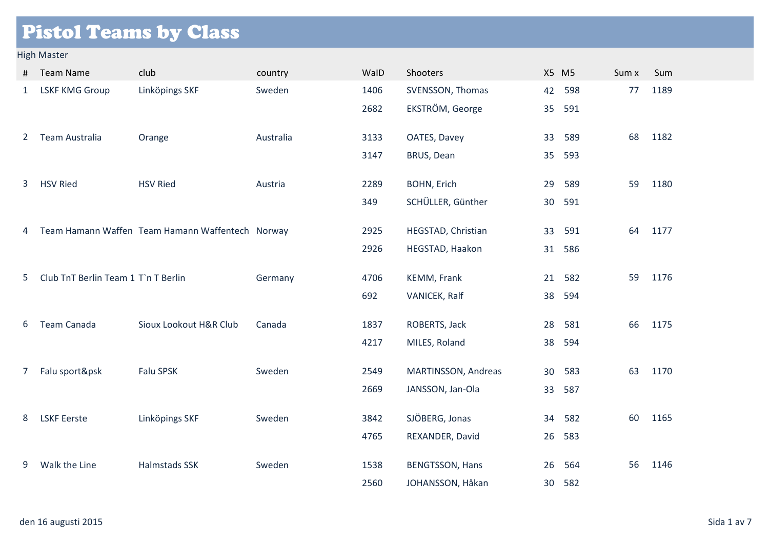# Pistol Teams by Class

## High Master

| # | Team Name | club | country | WaID | Shooters | X5 | M5 | Sum x | Sum |
|---|---|---|---|---|---|---|---|---|---|
| 1 | LSKF KMG Group | Linköpings SKF | Sweden | 1406 | SVENSSON, Thomas | 42 | 598 | 77 | 1189 |
| | | | | 2682 | EKSTRÖM, George | 35 | 591 | | |
| 2 | Team Australia | Orange | Australia | 3133 | OATES, Davey | 33 | 589 | 68 | 1182 |
| | | | | 3147 | BRUS, Dean | 35 | 593 | | |
| 3 | HSV Ried | HSV Ried | Austria | 2289 | BOHN, Erich | 29 | 589 | 59 | 1180 |
| | | | | 349 | SCHÜLLER, Günther | 30 | 591 | | |
| 4 | Team Hamann Waffen | Team Hamann Waffentech | Norway | 2925 | HEGSTAD, Christian | 33 | 591 | 64 | 1177 |
| | | | | 2926 | HEGSTAD, Haakon | 31 | 586 | | |
| 5 | Club TnT Berlin Team 1 | T`n T Berlin | Germany | 4706 | KEMM, Frank | 21 | 582 | 59 | 1176 |
| | | | | 692 | VANICEK, Ralf | 38 | 594 | | |
| 6 | Team Canada | Sioux Lookout H&R Club | Canada | 1837 | ROBERTS, Jack | 28 | 581 | 66 | 1175 |
| | | | | 4217 | MILES, Roland | 38 | 594 | | |
| 7 | Falu sport&psk | Falu SPSK | Sweden | 2549 | MARTINSSON, Andreas | 30 | 583 | 63 | 1170 |
| | | | | 2669 | JANSSON, Jan-Ola | 33 | 587 | | |
| 8 | LSKF Eerste | Linköpings SKF | Sweden | 3842 | SJÖBERG, Jonas | 34 | 582 | 60 | 1165 |
| | | | | 4765 | REXANDER, David | 26 | 583 | | |
| 9 | Walk the Line | Halmstads SSK | Sweden | 1538 | BENGTSSON, Hans | 26 | 564 | 56 | 1146 |
| | | | | 2560 | JOHANSSON, Håkan | 30 | 582 | | |

den 16 augusti 2015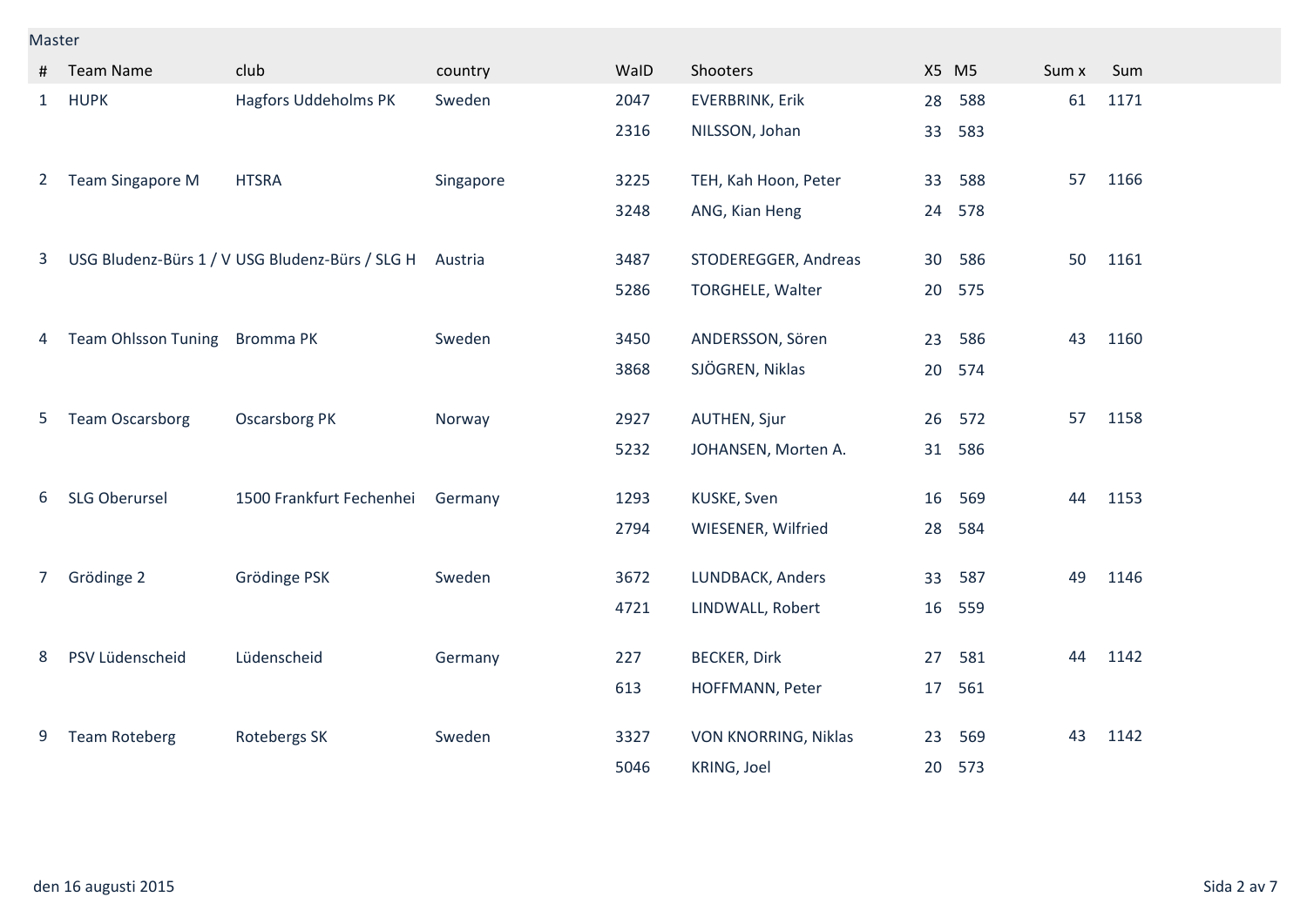Master

| # | Team Name | club | country | WaID | Shooters | X5 | M5 | Sum x | Sum |
|---|---|---|---|---|---|---|---|---|---|
| 1 | HUPK | Hagfors Uddeholms PK | Sweden | 2047 | EVERBRINK, Erik | 28 | 588 | 61 | 1171 |
| | | | | 2316 | NILSSON, Johan | 33 | 583 | | |
| 2 | Team Singapore M | HTSRA | Singapore | 3225 | TEH, Kah Hoon, Peter | 33 | 588 | 57 | 1166 |
| | | | | 3248 | ANG, Kian Heng | 24 | 578 | | |
| 3 | USG Bludenz-Bürs 1 / V | USG Bludenz-Bürs / SLG H | Austria | 3487 | STODEREGGER, Andreas | 30 | 586 | 50 | 1161 |
| | | | | 5286 | TORGHELE, Walter | 20 | 575 | | |
| 4 | Team Ohlsson Tuning | Bromma PK | Sweden | 3450 | ANDERSSON, Sören | 23 | 586 | 43 | 1160 |
| | | | | 3868 | SJÖGREN, Niklas | 20 | 574 | | |
| 5 | Team Oscarsborg | Oscarsborg PK | Norway | 2927 | AUTHEN, Sjur | 26 | 572 | 57 | 1158 |
| | | | | 5232 | JOHANSEN, Morten A. | 31 | 586 | | |
| 6 | SLG Oberursel | 1500 Frankfurt Fechenhei | Germany | 1293 | KUSKE, Sven | 16 | 569 | 44 | 1153 |
| | | | | 2794 | WIESENER, Wilfried | 28 | 584 | | |
| 7 | Grödinge 2 | Grödinge PSK | Sweden | 3672 | LUNDBACK, Anders | 33 | 587 | 49 | 1146 |
| | | | | 4721 | LINDWALL, Robert | 16 | 559 | | |
| 8 | PSV Lüdenscheid | Lüdenscheid | Germany | 227 | BECKER, Dirk | 27 | 581 | 44 | 1142 |
| | | | | 613 | HOFFMANN, Peter | 17 | 561 | | |
| 9 | Team Roteberg | Rotebergs SK | Sweden | 3327 | VON KNORRING, Niklas | 23 | 569 | 43 | 1142 |
| | | | | 5046 | KRING, Joel | 20 | 573 | | |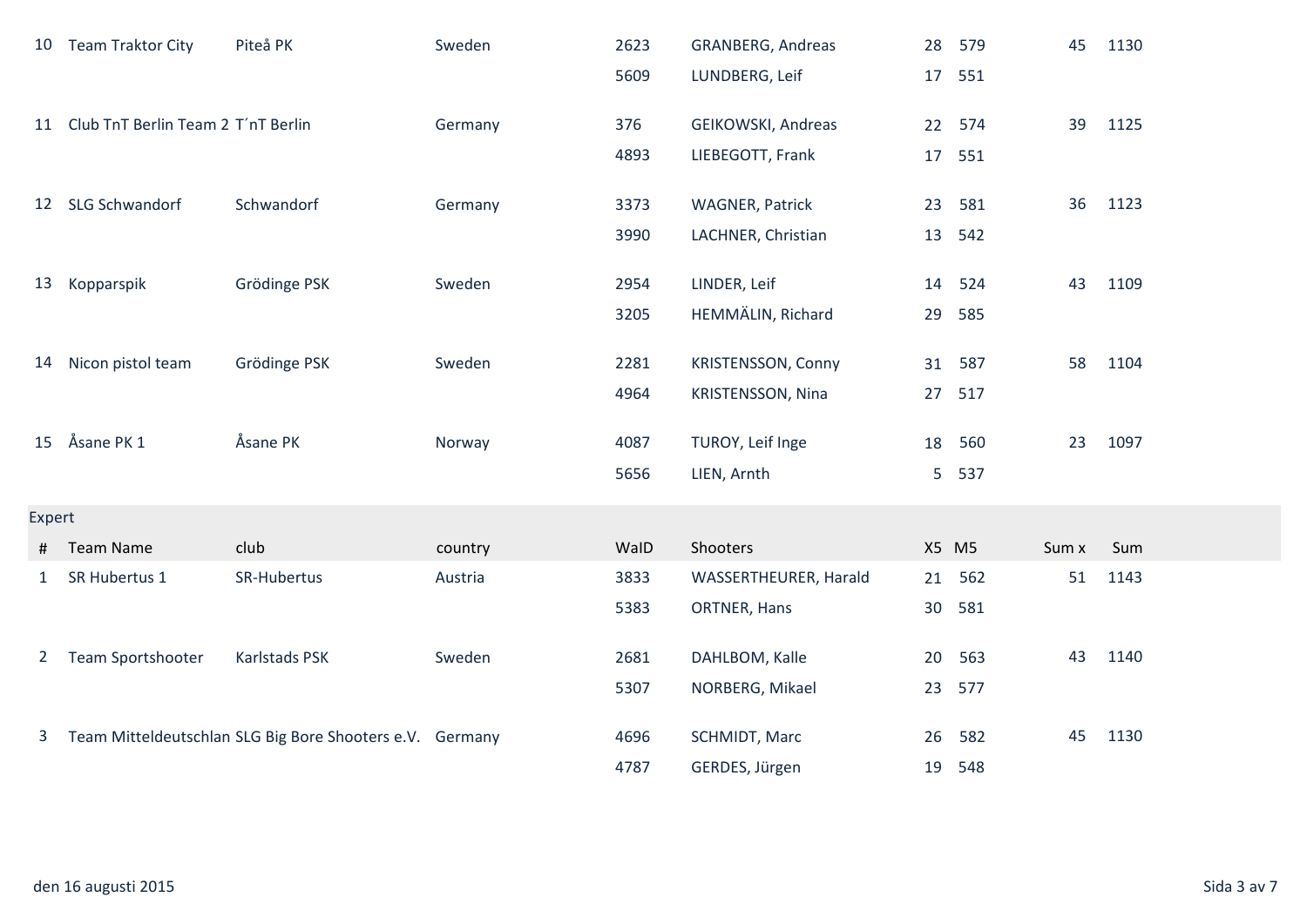| # | Team Name | club | country | WaID | Shooters | X5 | M5 | Sum x | Sum |
|---|---|---|---|---|---|---|---|---|---|
| 10 | Team Traktor City | Piteå PK | Sweden | 2623 | GRANBERG, Andreas | 28 | 579 | 45 | 1130 |
| | | | | 5609 | LUNDBERG, Leif | 17 | 551 | | |
| 11 | Club TnT Berlin Team 2 | T´nT Berlin | Germany | 376 | GEIKOWSKI, Andreas | 22 | 574 | 39 | 1125 |
| | | | | 4893 | LIEBEGOTT, Frank | 17 | 551 | | |
| 12 | SLG Schwandorf | Schwandorf | Germany | 3373 | WAGNER, Patrick | 23 | 581 | 36 | 1123 |
| | | | | 3990 | LACHNER, Christian | 13 | 542 | | |
| 13 | Kopparspik | Grödinge PSK | Sweden | 2954 | LINDER, Leif | 14 | 524 | 43 | 1109 |
| | | | | 3205 | HEMMÄLIN, Richard | 29 | 585 | | |
| 14 | Nicon pistol team | Grödinge PSK | Sweden | 2281 | KRISTENSSON, Conny | 31 | 587 | 58 | 1104 |
| | | | | 4964 | KRISTENSSON, Nina | 27 | 517 | | |
| 15 | Åsane PK 1 | Åsane PK | Norway | 4087 | TUROY, Leif Inge | 18 | 560 | 23 | 1097 |
| | | | | 5656 | LIEN, Arnth | 5 | 537 | | |

## Expert

| # | Team Name | club | country | WaID | Shooters | X5 | M5 | Sum x | Sum |
|---|---|---|---|---|---|---|---|---|---|
| 1 | SR Hubertus 1 | SR-Hubertus | Austria | 3833 | WASSERTHEURER, Harald | 21 | 562 | 51 | 1143 |
| | | | | 5383 | ORTNER, Hans | 30 | 581 | | |
| 2 | Team Sportshooter | Karlstads PSK | Sweden | 2681 | DAHLBOM, Kalle | 20 | 563 | 43 | 1140 |
| | | | | 5307 | NORBERG, Mikael | 23 | 577 | | |
| 3 | Team Mitteldeutschlan | SLG Big Bore Shooters e.V. | Germany | 4696 | SCHMIDT, Marc | 26 | 582 | 45 | 1130 |
| | | | | 4787 | GERDES, Jürgen | 19 | 548 | | |

den 16 augusti 2015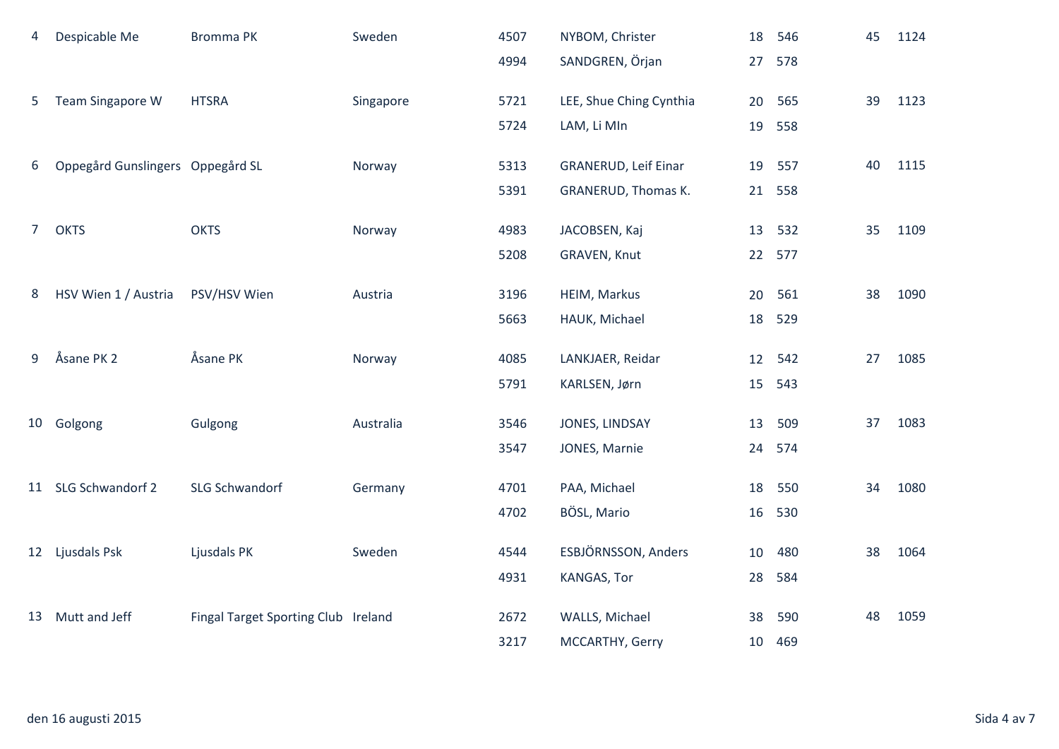| | | | | | | | | | |
|---|---|---|---|---|---|---|---|---|---|
| 4 | Despicable Me | Bromma PK | Sweden | 4507 | NYBOM, Christer | 18 | 546 | 45 | 1124 |
| | | | | 4994 | SANDGREN, Örjan | 27 | 578 | | |
| 5 | Team Singapore W | HTSRA | Singapore | 5721 | LEE, Shue Ching Cynthia | 20 | 565 | 39 | 1123 |
| | | | | 5724 | LAM, Li MIn | 19 | 558 | | |
| 6 | Oppegård Gunslingers | Oppegård SL | Norway | 5313 | GRANERUD, Leif Einar | 19 | 557 | 40 | 1115 |
| | | | | 5391 | GRANERUD, Thomas K. | 21 | 558 | | |
| 7 | OKTS | OKTS | Norway | 4983 | JACOBSEN, Kaj | 13 | 532 | 35 | 1109 |
| | | | | 5208 | GRAVEN, Knut | 22 | 577 | | |
| 8 | HSV Wien 1 / Austria | PSV/HSV Wien | Austria | 3196 | HEIM, Markus | 20 | 561 | 38 | 1090 |
| | | | | 5663 | HAUK, Michael | 18 | 529 | | |
| 9 | Åsane PK 2 | Åsane PK | Norway | 4085 | LANKJAER, Reidar | 12 | 542 | 27 | 1085 |
| | | | | 5791 | KARLSEN, Jørn | 15 | 543 | | |
| 10 | Golgong | Gulgong | Australia | 3546 | JONES, LINDSAY | 13 | 509 | 37 | 1083 |
| | | | | 3547 | JONES, Marnie | 24 | 574 | | |
| 11 | SLG Schwandorf 2 | SLG Schwandorf | Germany | 4701 | PAA, Michael | 18 | 550 | 34 | 1080 |
| | | | | 4702 | BÖSL, Mario | 16 | 530 | | |
| 12 | Ljusdals Psk | Ljusdals PK | Sweden | 4544 | ESBJÖRNSSON, Anders | 10 | 480 | 38 | 1064 |
| | | | | 4931 | KANGAS, Tor | 28 | 584 | | |
| 13 | Mutt and Jeff | Fingal Target Sporting Club | Ireland | 2672 | WALLS, Michael | 38 | 590 | 48 | 1059 |
| | | | | 3217 | MCCARTHY, Gerry | 10 | 469 | | |

den 16 augusti 2015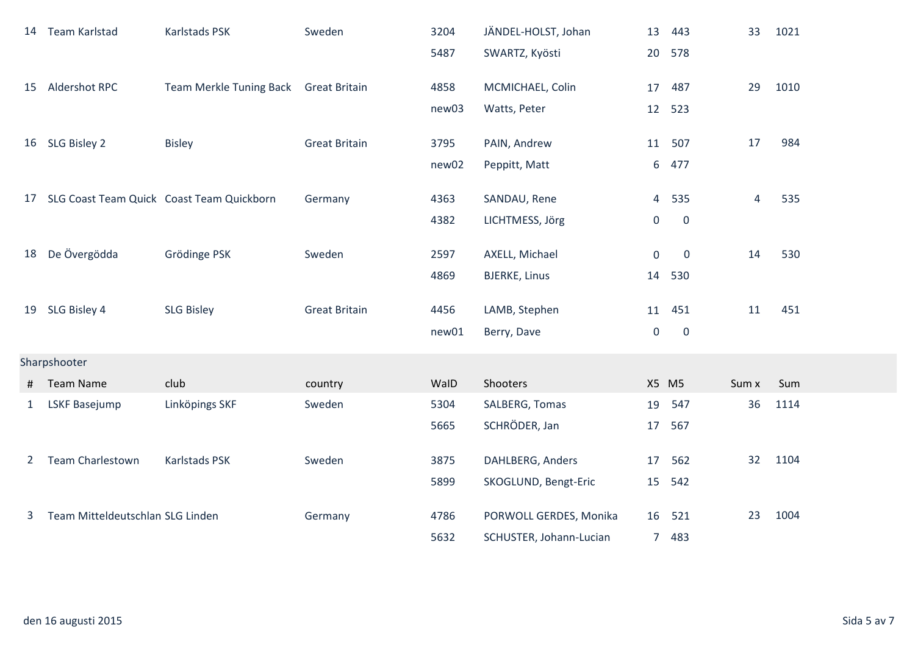| # | Team Name | club | country | WaID | Shooters | X5 | M5 | Sum x | Sum |
|---|---|---|---|---|---|---|---|---|---|
| 14 | Team Karlstad | Karlstads PSK | Sweden | 3204 | JÄNDEL-HOLST, Johan | 13 | 443 | 33 | 1021 |
| | | | | 5487 | SWARTZ, Kyösti | 20 | 578 | | |
| 15 | Aldershot RPC | Team Merkle Tuning Back | Great Britain | 4858 | MCMICHAEL, Colin | 17 | 487 | 29 | 1010 |
| | | | | new03 | Watts, Peter | 12 | 523 | | |
| 16 | SLG Bisley 2 | Bisley | Great Britain | 3795 | PAIN, Andrew | 11 | 507 | 17 | 984 |
| | | | | new02 | Peppitt, Matt | 6 | 477 | | |
| 17 | SLG Coast Team Quick | Coast Team Quickborn | Germany | 4363 | SANDAU, Rene | 4 | 535 | 4 | 535 |
| | | | | 4382 | LICHTMESS, Jörg | 0 | 0 | | |
| 18 | De Övergödda | Grödinge PSK | Sweden | 2597 | AXELL, Michael | 0 | 0 | 14 | 530 |
| | | | | 4869 | BJERKE, Linus | 14 | 530 | | |
| 19 | SLG Bisley 4 | SLG Bisley | Great Britain | 4456 | LAMB, Stephen | 11 | 451 | 11 | 451 |
| | | | | new01 | Berry, Dave | 0 | 0 | | |

## Sharpshooter

| # | Team Name | club | country | WaID | Shooters | X5 | M5 | Sum x | Sum |
|---|---|---|---|---|---|---|---|---|---|
| 1 | LSKF Basejump | Linköpings SKF | Sweden | 5304 | SALBERG, Tomas | 19 | 547 | 36 | 1114 |
| | | | | 5665 | SCHRÖDER, Jan | 17 | 567 | | |
| 2 | Team Charlestown | Karlstads PSK | Sweden | 3875 | DAHLBERG, Anders | 17 | 562 | 32 | 1104 |
| | | | | 5899 | SKOGLUND, Bengt-Eric | 15 | 542 | | |
| 3 | Team Mitteldeutschlan | SLG Linden | Germany | 4786 | PORWOLL GERDES, Monika | 16 | 521 | 23 | 1004 |
| | | | | 5632 | SCHUSTER, Johann-Lucian | 7 | 483 | | |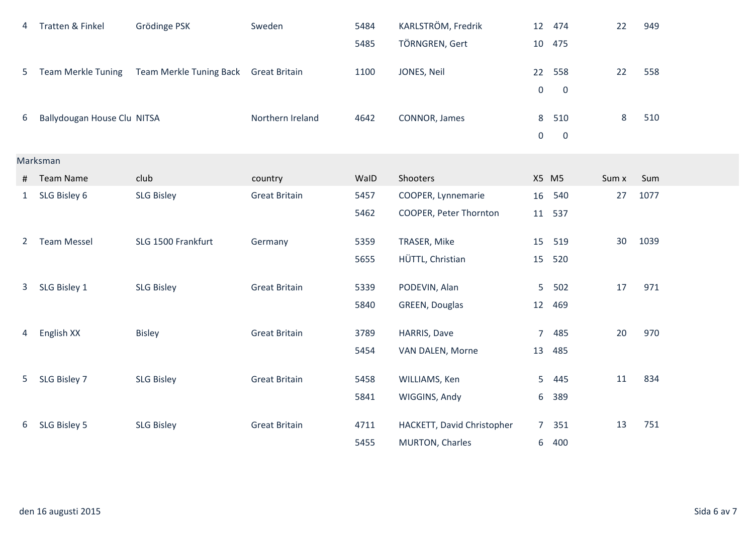| # | Team Name | club | country | WaID | Shooters | X5 | M5 | Sum x | Sum |
|---|---|---|---|---|---|---|---|---|---|
| 4 | Tratten & Finkel | Grödinge PSK | Sweden | 5484 | KARLSTRÖM, Fredrik | 12 | 474 | 22 | 949 |
| | | | | 5485 | TÖRNGREN, Gert | 10 | 475 | | |
| 5 | Team Merkle Tuning | Team Merkle Tuning Back | Great Britain | 1100 | JONES, Neil | 22 | 558 | 22 | 558 |
| | | | | | | 0 | 0 | | |
| 6 | Ballydougan House Clu | NITSA | Northern Ireland | 4642 | CONNOR, James | 8 | 510 | 8 | 510 |
| | | | | | | 0 | 0 | | |

## Marksman

| # | Team Name | club | country | WaID | Shooters | X5 | M5 | Sum x | Sum |
|---|---|---|---|---|---|---|---|---|---|
| 1 | SLG Bisley 6 | SLG Bisley | Great Britain | 5457 | COOPER, Lynnemarie | 16 | 540 | 27 | 1077 |
| | | | | 5462 | COOPER, Peter Thornton | 11 | 537 | | |
| 2 | Team Messel | SLG 1500 Frankfurt | Germany | 5359 | TRASER, Mike | 15 | 519 | 30 | 1039 |
| | | | | 5655 | HÜTTL, Christian | 15 | 520 | | |
| 3 | SLG Bisley 1 | SLG Bisley | Great Britain | 5339 | PODEVIN, Alan | 5 | 502 | 17 | 971 |
| | | | | 5840 | GREEN, Douglas | 12 | 469 | | |
| 4 | English XX | Bisley | Great Britain | 3789 | HARRIS, Dave | 7 | 485 | 20 | 970 |
| | | | | 5454 | VAN DALEN, Morne | 13 | 485 | | |
| 5 | SLG Bisley 7 | SLG Bisley | Great Britain | 5458 | WILLIAMS, Ken | 5 | 445 | 11 | 834 |
| | | | | 5841 | WIGGINS, Andy | 6 | 389 | | |
| 6 | SLG Bisley 5 | SLG Bisley | Great Britain | 4711 | HACKETT, David Christopher | 7 | 351 | 13 | 751 |
| | | | | 5455 | MURTON, Charles | 6 | 400 | | |

den 16 augusti 2015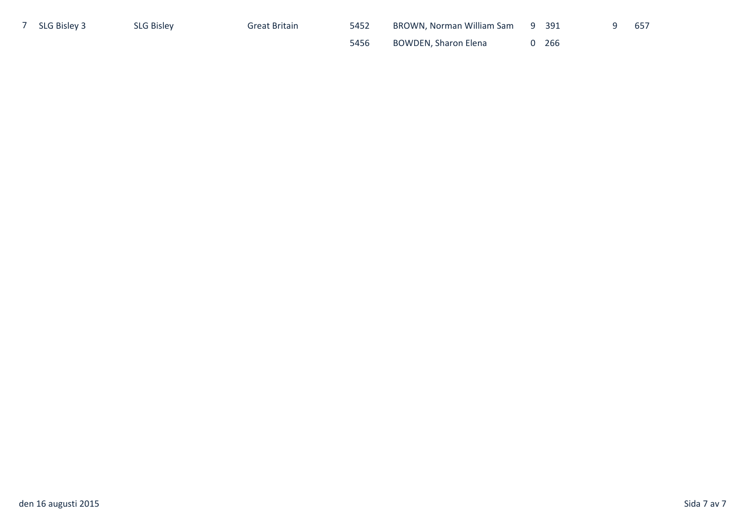| | | | | | | | | | |
|---|---|---|---|---|---|---|---|---|---|
| 7 | SLG Bisley 3 | SLG Bisley | Great Britain | 5452 | BROWN, Norman William Sam | 9 | 391 | 9 | 657 |
| | | | | 5456 | BOWDEN, Sharon Elena | 0 | 266 | | |

den 16 augusti 2015